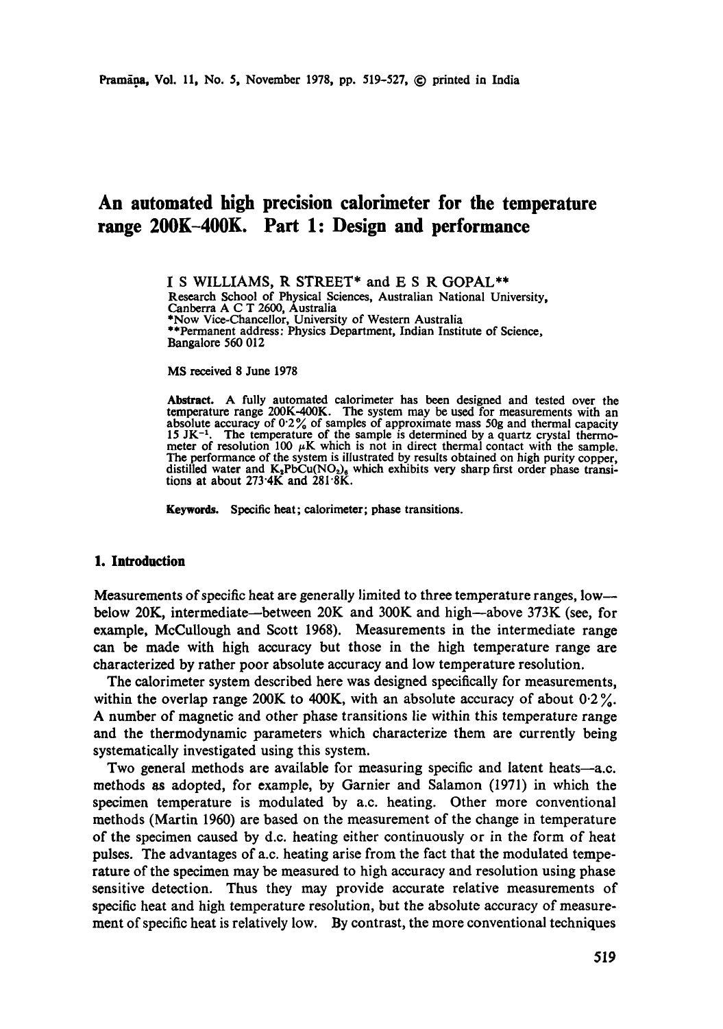# An automated high precision calorimeter for the temperature range 200K–400K. Part 1: Design and performance

I S WILLIAMS, R STREET* and E S R GOPAL**

Research School of Physical Sciences, Australian National University, Canberra A C T 2600, Australia

*Now Vice-Chancellor, University of Western Australia

**Permanent address: Physics Department, Indian Institute of Science, Bangalore 560 012

MS received 8 June 1978

**Abstract.** A fully automated calorimeter has been designed and tested over the temperature range 200K–400K. The system may be used for measurements with an absolute accuracy of 0·2% of samples of approximate mass 50g and thermal capacity 15 $JK^{-1}$. The temperature of the sample is determined by a quartz crystal thermometer of resolution 100 $\mu K$ which is not in direct thermal contact with the sample. The performance of the system is illustrated by results obtained on high purity copper, distilled water and $K_2PbCu(NO_2)_6$ which exhibits very sharp first order phase transitions at about 273·4K and 281·8K.

**Keywords.** Specific heat; calorimeter; phase transitions.

## 1. Introduction

Measurements of specific heat are generally limited to three temperature ranges, low—below 20K, intermediate—between 20K and 300K and high—above 373K (see, for example, McCullough and Scott 1968). Measurements in the intermediate range can be made with high accuracy but those in the high temperature range are characterized by rather poor absolute accuracy and low temperature resolution.

The calorimeter system described here was designed specifically for measurements, within the overlap range 200K to 400K, with an absolute accuracy of about 0·2%. A number of magnetic and other phase transitions lie within this temperature range and the thermodynamic parameters which characterize them are currently being systematically investigated using this system.

Two general methods are available for measuring specific and latent heats—a.c. methods as adopted, for example, by Garnier and Salamon (1971) in which the specimen temperature is modulated by a.c. heating. Other more conventional methods (Martin 1960) are based on the measurement of the change in temperature of the specimen caused by d.c. heating either continuously or in the form of heat pulses. The advantages of a.c. heating arise from the fact that the modulated temperature of the specimen may be measured to high accuracy and resolution using phase sensitive detection. Thus they may provide accurate relative measurements of specific heat and high temperature resolution, but the absolute accuracy of measurement of specific heat is relatively low. By contrast, the more conventional techniques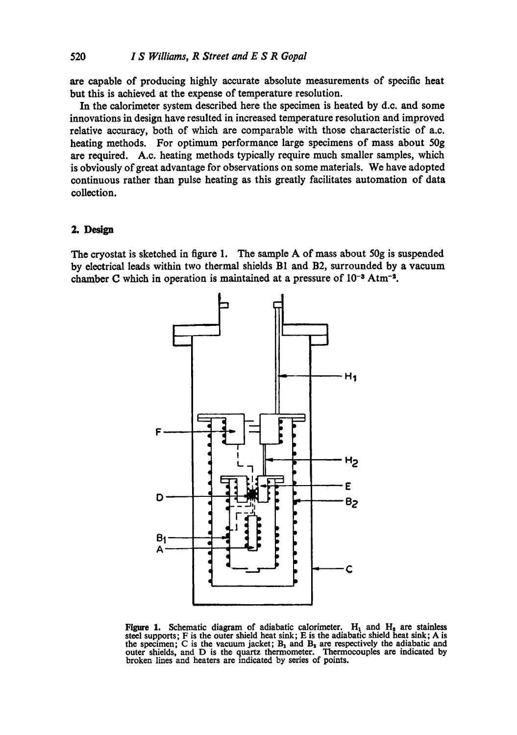are capable of producing highly accurate absolute measurements of specific heat but this is achieved at the expense of temperature resolution.

In the calorimeter system described here the specimen is heated by d.c. and some innovations in design have resulted in increased temperature resolution and improved relative accuracy, both of which are comparable with those characteristic of a.c. heating methods. For optimum performance large specimens of mass about 50g are required. A.c. heating methods typically require much smaller samples, which is obviously of great advantage for observations on some materials. We have adopted continuous rather than pulse heating as this greatly facilitates automation of data collection.

## 2. Design

The cryostat is sketched in figure 1. The sample A of mass about 50g is suspended by electrical leads within two thermal shields B1 and B2, surrounded by a vacuum chamber C which in operation is maintained at a pressure of $10^{-8}$ Atm$^{-2}$.

**Figure 1.** Schematic diagram of adiabatic calorimeter. $H_1$ and $H_2$ are stainless steel supports; F is the outer shield heat sink; E is the adiabatic shield heat sink; A is the specimen; C is the vacuum jacket; $B_1$ and $B_2$ are respectively the adiabatic and outer shields, and D is the quartz thermometer. Thermocouples are indicated by broken lines and heaters are indicated by series of points.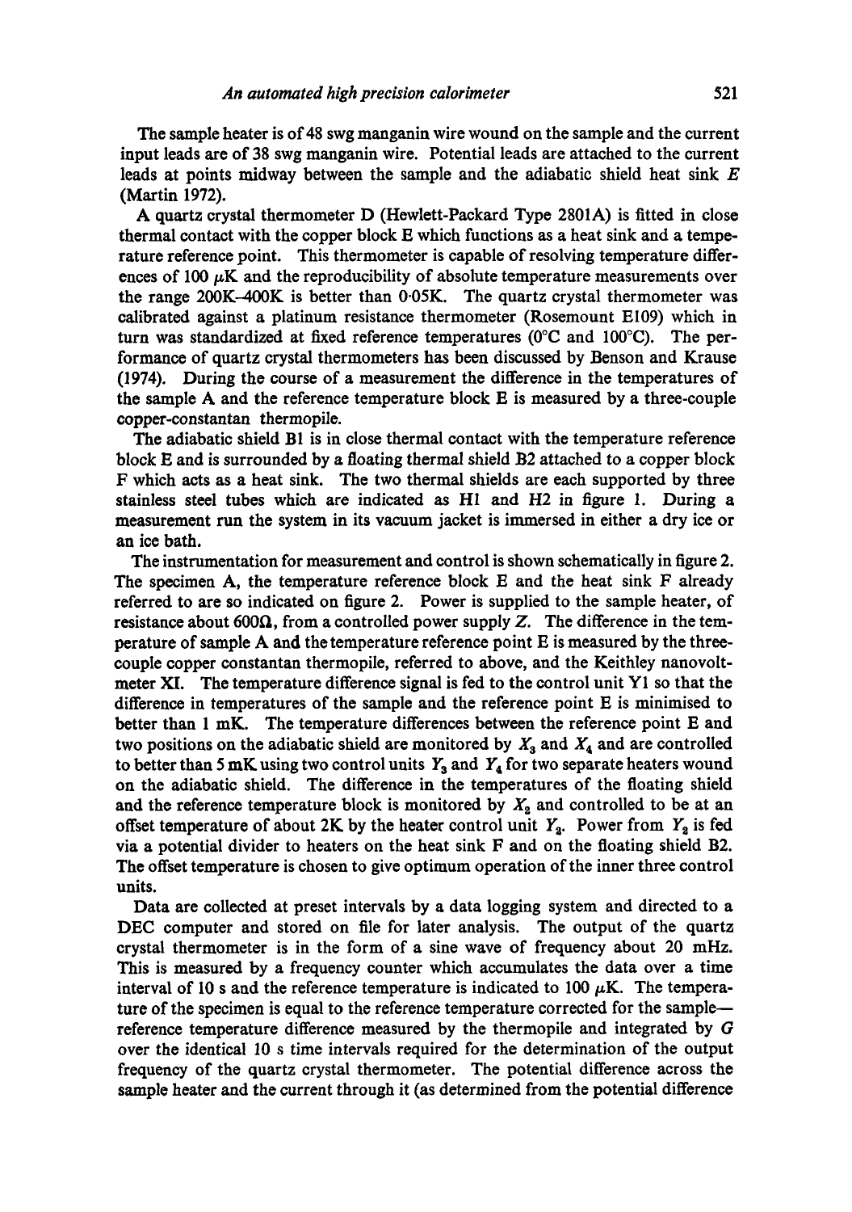The sample heater is of 48 swg manganin wire wound on the sample and the current input leads are of 38 swg manganin wire. Potential leads are attached to the current leads at points midway between the sample and the adiabatic shield heat sink $E$ (Martin 1972).

A quartz crystal thermometer D (Hewlett-Packard Type 2801A) is fitted in close thermal contact with the copper block E which functions as a heat sink and a temperature reference point. This thermometer is capable of resolving temperature differences of 100 $\mu$K and the reproducibility of absolute temperature measurements over the range 200K–400K is better than 0·05K. The quartz crystal thermometer was calibrated against a platinum resistance thermometer (Rosemount E109) which in turn was standardized at fixed reference temperatures (0°C and 100°C). The performance of quartz crystal thermometers has been discussed by Benson and Krause (1974). During the course of a measurement the difference in the temperatures of the sample A and the reference temperature block E is measured by a three-couple copper-constantan thermopile.

The adiabatic shield B1 is in close thermal contact with the temperature reference block E and is surrounded by a floating thermal shield B2 attached to a copper block F which acts as a heat sink. The two thermal shields are each supported by three stainless steel tubes which are indicated as H1 and H2 in figure 1. During a measurement run the system in its vacuum jacket is immersed in either a dry ice or an ice bath.

The instrumentation for measurement and control is shown schematically in figure 2. The specimen A, the temperature reference block E and the heat sink F already referred to are so indicated on figure 2. Power is supplied to the sample heater, of resistance about 600Ω, from a controlled power supply Z. The difference in the temperature of sample A and the temperature reference point E is measured by the three-couple copper constantan thermopile, referred to above, and the Keithley nanovoltmeter X1. The temperature difference signal is fed to the control unit Y1 so that the difference in temperatures of the sample and the reference point E is minimised to better than 1 mK. The temperature differences between the reference point E and two positions on the adiabatic shield are monitored by $X_3$ and $X_4$ and are controlled to better than 5 mK using two control units $Y_3$ and $Y_4$ for two separate heaters wound on the adiabatic shield. The difference in the temperatures of the floating shield and the reference temperature block is monitored by $X_2$ and controlled to be at an offset temperature of about 2K by the heater control unit $Y_2$. Power from $Y_2$ is fed via a potential divider to heaters on the heat sink F and on the floating shield B2. The offset temperature is chosen to give optimum operation of the inner three control units.

Data are collected at preset intervals by a data logging system and directed to a DEC computer and stored on file for later analysis. The output of the quartz crystal thermometer is in the form of a sine wave of frequency about 20 mHz. This is measured by a frequency counter which accumulates the data over a time interval of 10 s and the reference temperature is indicated to 100 $\mu$K. The temperature of the specimen is equal to the reference temperature corrected for the sample—reference temperature difference measured by the thermopile and integrated by $G$ over the identical 10 s time intervals required for the determination of the output frequency of the quartz crystal thermometer. The potential difference across the sample heater and the current through it (as determined from the potential difference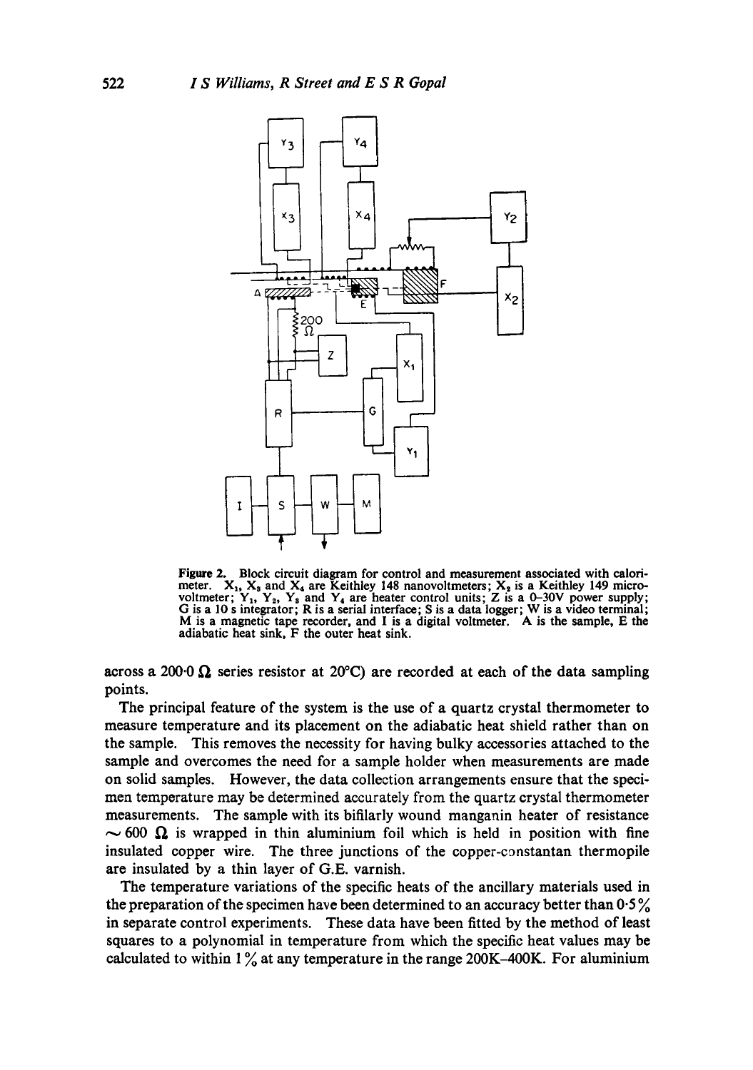**Figure 2.** Block circuit diagram for control and measurement associated with calorimeter. $X_1$, $X_3$ and $X_4$ are Keithley 148 nanovoltmeters; $X_2$ is a Keithley 149 microvoltmeter; $Y_1$, $Y_2$, $Y_3$ and $Y_4$ are heater control units; Z is a 0–30V power supply; G is a 10 s integrator; R is a serial interface; S is a data logger; W is a video terminal; M is a magnetic tape recorder, and I is a digital voltmeter. A is the sample, E the adiabatic heat sink, F the outer heat sink.

across a 200·0 Ω series resistor at 20°C) are recorded at each of the data sampling points.

The principal feature of the system is the use of a quartz crystal thermometer to measure temperature and its placement on the adiabatic heat shield rather than on the sample. This removes the necessity for having bulky accessories attached to the sample and overcomes the need for a sample holder when measurements are made on solid samples. However, the data collection arrangements ensure that the specimen temperature may be determined accurately from the quartz crystal thermometer measurements. The sample with its bifilarly wound manganin heater of resistance ~ 600 Ω is wrapped in thin aluminium foil which is held in position with fine insulated copper wire. The three junctions of the copper-constantan thermopile are insulated by a thin layer of G.E. varnish.

The temperature variations of the specific heats of the ancillary materials used in the preparation of the specimen have been determined to an accuracy better than 0·5% in separate control experiments. These data have been fitted by the method of least squares to a polynomial in temperature from which the specific heat values may be calculated to within 1% at any temperature in the range 200K–400K. For aluminium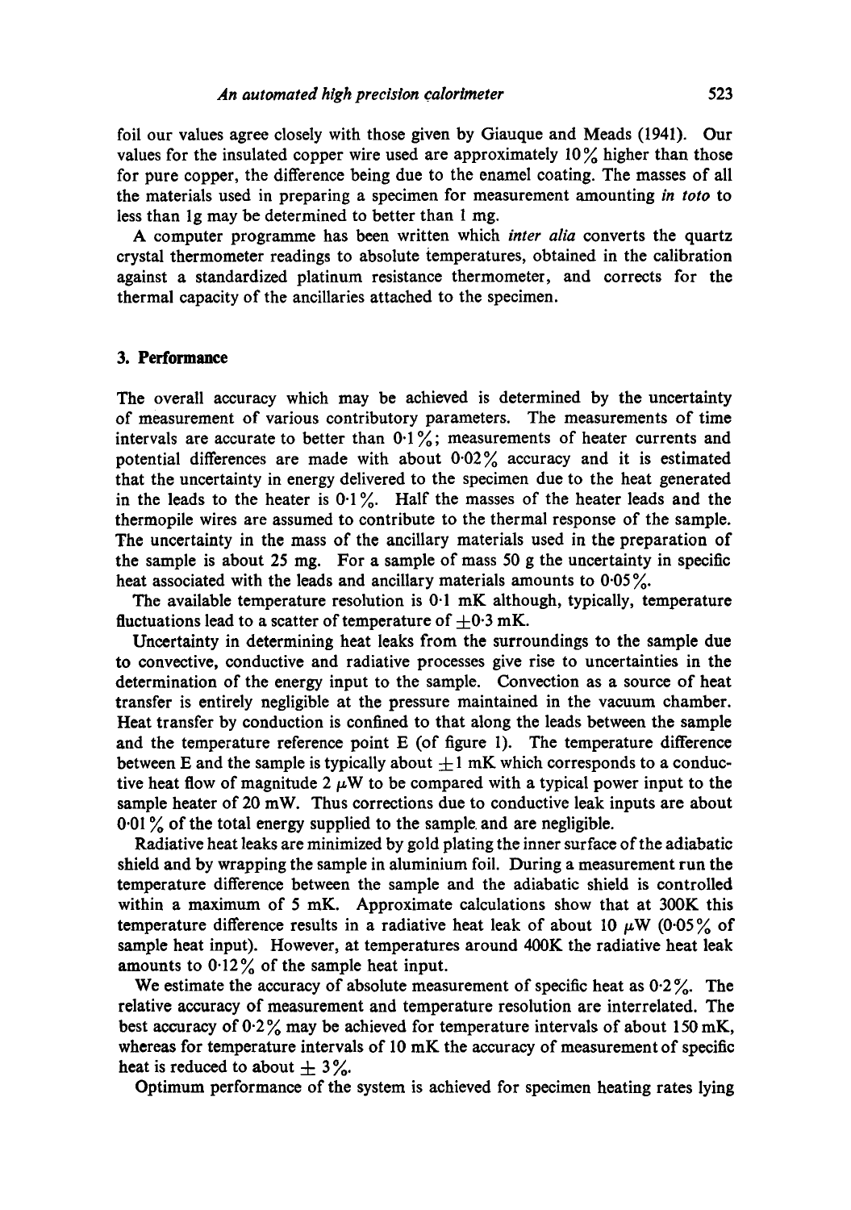foil our values agree closely with those given by Giauque and Meads (1941). Our values for the insulated copper wire used are approximately 10% higher than those for pure copper, the difference being due to the enamel coating. The masses of all the materials used in preparing a specimen for measurement amounting *in toto* to less than 1g may be determined to better than 1 mg.

A computer programme has been written which *inter alia* converts the quartz crystal thermometer readings to absolute temperatures, obtained in the calibration against a standardized platinum resistance thermometer, and corrects for the thermal capacity of the ancillaries attached to the specimen.

### 3. Performance

The overall accuracy which may be achieved is determined by the uncertainty of measurement of various contributory parameters. The measurements of time intervals are accurate to better than 0·1%; measurements of heater currents and potential differences are made with about 0·02% accuracy and it is estimated that the uncertainty in energy delivered to the specimen due to the heat generated in the leads to the heater is 0·1%. Half the masses of the heater leads and the thermopile wires are assumed to contribute to the thermal response of the sample. The uncertainty in the mass of the ancillary materials used in the preparation of the sample is about 25 mg. For a sample of mass 50 g the uncertainty in specific heat associated with the leads and ancillary materials amounts to 0·05%.

The available temperature resolution is 0·1 mK although, typically, temperature fluctuations lead to a scatter of temperature of $\pm 0{\cdot}3$ mK.

Uncertainty in determining heat leaks from the surroundings to the sample due to convective, conductive and radiative processes give rise to uncertainties in the determination of the energy input to the sample. Convection as a source of heat transfer is entirely negligible at the pressure maintained in the vacuum chamber. Heat transfer by conduction is confined to that along the leads between the sample and the temperature reference point E (of figure 1). The temperature difference between E and the sample is typically about $\pm 1$ mK which corresponds to a conductive heat flow of magnitude 2 $\mu$W to be compared with a typical power input to the sample heater of 20 mW. Thus corrections due to conductive leak inputs are about 0·01% of the total energy supplied to the sample and are negligible.

Radiative heat leaks are minimized by gold plating the inner surface of the adiabatic shield and by wrapping the sample in aluminium foil. During a measurement run the temperature difference between the sample and the adiabatic shield is controlled within a maximum of 5 mK. Approximate calculations show that at 300K this temperature difference results in a radiative heat leak of about 10 $\mu$W (0·05% of sample heat input). However, at temperatures around 400K the radiative heat leak amounts to 0·12% of the sample heat input.

We estimate the accuracy of absolute measurement of specific heat as 0·2%. The relative accuracy of measurement and temperature resolution are interrelated. The best accuracy of 0·2% may be achieved for temperature intervals of about 150 mK, whereas for temperature intervals of 10 mK the accuracy of measurement of specific heat is reduced to about $\pm$ 3%.

Optimum performance of the system is achieved for specimen heating rates lying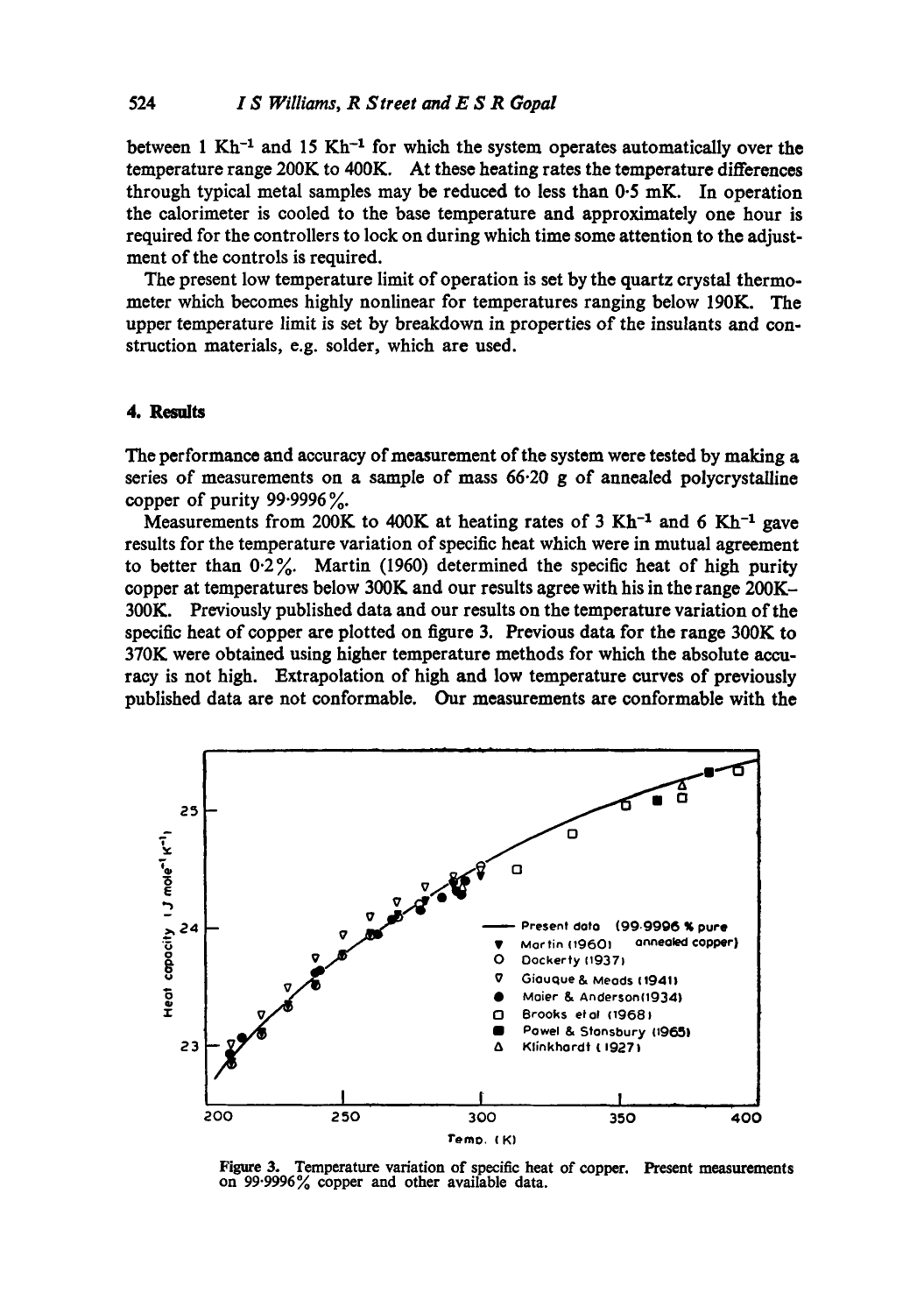between 1 $Kh^{-1}$ and 15 $Kh^{-1}$ for which the system operates automatically over the temperature range 200K to 400K. At these heating rates the temperature differences through typical metal samples may be reduced to less than 0·5 mK. In operation the calorimeter is cooled to the base temperature and approximately one hour is required for the controllers to lock on during which time some attention to the adjustment of the controls is required.

The present low temperature limit of operation is set by the quartz crystal thermometer which becomes highly nonlinear for temperatures ranging below 190K. The upper temperature limit is set by breakdown in properties of the insulants and construction materials, e.g. solder, which are used.

## 4. Results

The performance and accuracy of measurement of the system were tested by making a series of measurements on a sample of mass 66·20 g of annealed polycrystalline copper of purity 99·9996%.

Measurements from 200K to 400K at heating rates of 3 $Kh^{-1}$ and 6 $Kh^{-1}$ gave results for the temperature variation of specific heat which were in mutual agreement to better than 0·2%. Martin (1960) determined the specific heat of high purity copper at temperatures below 300K and our results agree with his in the range 200K–300K. Previously published data and our results on the temperature variation of the specific heat of copper are plotted on figure 3. Previous data for the range 300K to 370K were obtained using higher temperature methods for which the absolute accuracy is not high. Extrapolation of high and low temperature curves of previously published data are not conformable. Our measurements are conformable with the

Figure 3. Temperature variation of specific heat of copper. Present measurements on 99·9996% copper and other available data.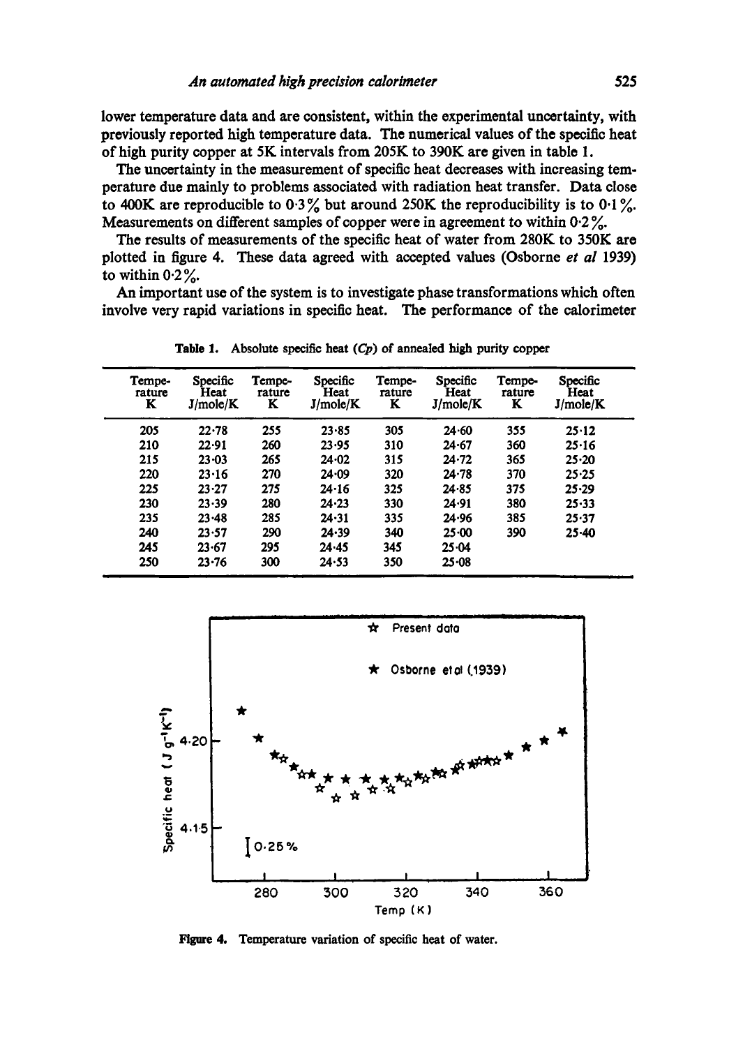lower temperature data and are consistent, within the experimental uncertainty, with previously reported high temperature data. The numerical values of the specific heat of high purity copper at 5K intervals from 205K to 390K are given in table 1.

The uncertainty in the measurement of specific heat decreases with increasing temperature due mainly to problems associated with radiation heat transfer. Data close to 400K are reproducible to 0·3% but around 250K the reproducibility is to 0·1%. Measurements on different samples of copper were in agreement to within 0·2%.

The results of measurements of the specific heat of water from 280K to 350K are plotted in figure 4. These data agreed with accepted values (Osborne *et al* 1939) to within 0·2%.

An important use of the system is to investigate phase transformations which often involve very rapid variations in specific heat. The performance of the calorimeter

**Table 1.** Absolute specific heat ($C_p$) of annealed high purity copper

| Temperature K | Specific Heat J/mole/K | Temperature K | Specific Heat J/mole/K | Temperature K | Specific Heat J/mole/K | Temperature K | Specific Heat J/mole/K |
|---|---|---|---|---|---|---|---|
| 205 | 22·78 | 255 | 23·85 | 305 | 24·60 | 355 | 25·12 |
| 210 | 22·91 | 260 | 23·95 | 310 | 24·67 | 360 | 25·16 |
| 215 | 23·03 | 265 | 24·02 | 315 | 24·72 | 365 | 25·20 |
| 220 | 23·16 | 270 | 24·09 | 320 | 24·78 | 370 | 25·25 |
| 225 | 23·27 | 275 | 24·16 | 325 | 24·85 | 375 | 25·29 |
| 230 | 23·39 | 280 | 24·23 | 330 | 24·91 | 380 | 25·33 |
| 235 | 23·48 | 285 | 24·31 | 335 | 24·96 | 385 | 25·37 |
| 240 | 23·57 | 290 | 24·39 | 340 | 25·00 | 390 | 25·40 |
| 245 | 23·67 | 295 | 24·45 | 345 | 25·04 | | |
| 250 | 23·76 | 300 | 24·53 | 350 | 25·08 | | |

**Figure 4.** Temperature variation of specific heat of water.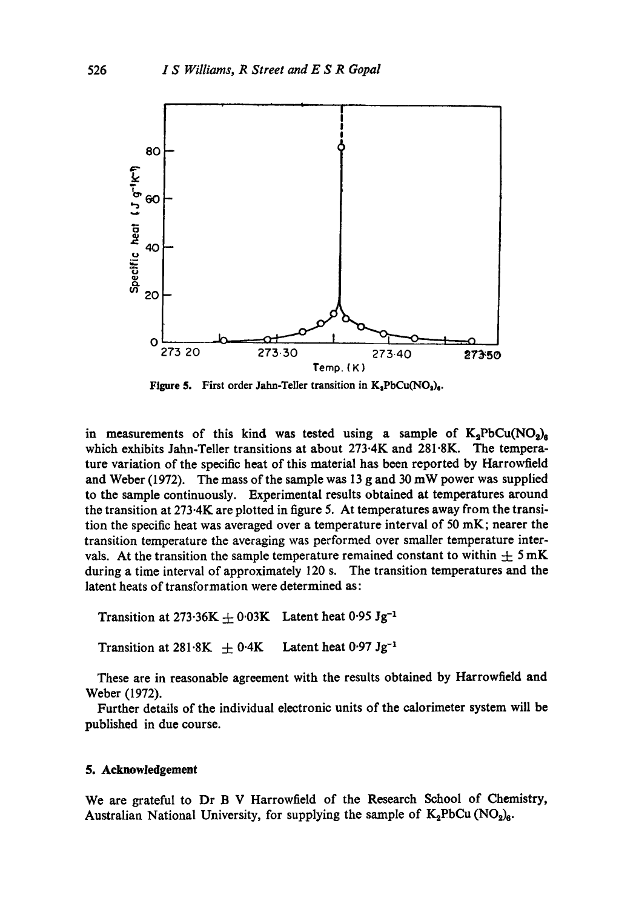Figure 5. First order Jahn-Teller transition in $K_2PbCu(NO_2)_6$.

in measurements of this kind was tested using a sample of $K_2PbCu(NO_2)_6$ which exhibits Jahn-Teller transitions at about 273·4K and 281·8K. The temperature variation of the specific heat of this material has been reported by Harrowfield and Weber (1972). The mass of the sample was 13 g and 30 mW power was supplied to the sample continuously. Experimental results obtained at temperatures around the transition at 273·4K are plotted in figure 5. At temperatures away from the transition the specific heat was averaged over a temperature interval of 50 mK; nearer the transition temperature the averaging was performed over smaller temperature intervals. At the transition the sample temperature remained constant to within $\pm$ 5 mK during a time interval of approximately 120 s. The transition temperatures and the latent heats of transformation were determined as:

Transition at 273·36K $\pm$ 0·03K Latent heat 0·95 $Jg^{-1}$

Transition at 281·8K $\pm$ 0·4K Latent heat 0·97 $Jg^{-1}$

These are in reasonable agreement with the results obtained by Harrowfield and Weber (1972).

Further details of the individual electronic units of the calorimeter system will be published in due course.

## 5. Acknowledgement

We are grateful to Dr B V Harrowfield of the Research School of Chemistry, Australian National University, for supplying the sample of $K_2PbCu(NO_2)_6$.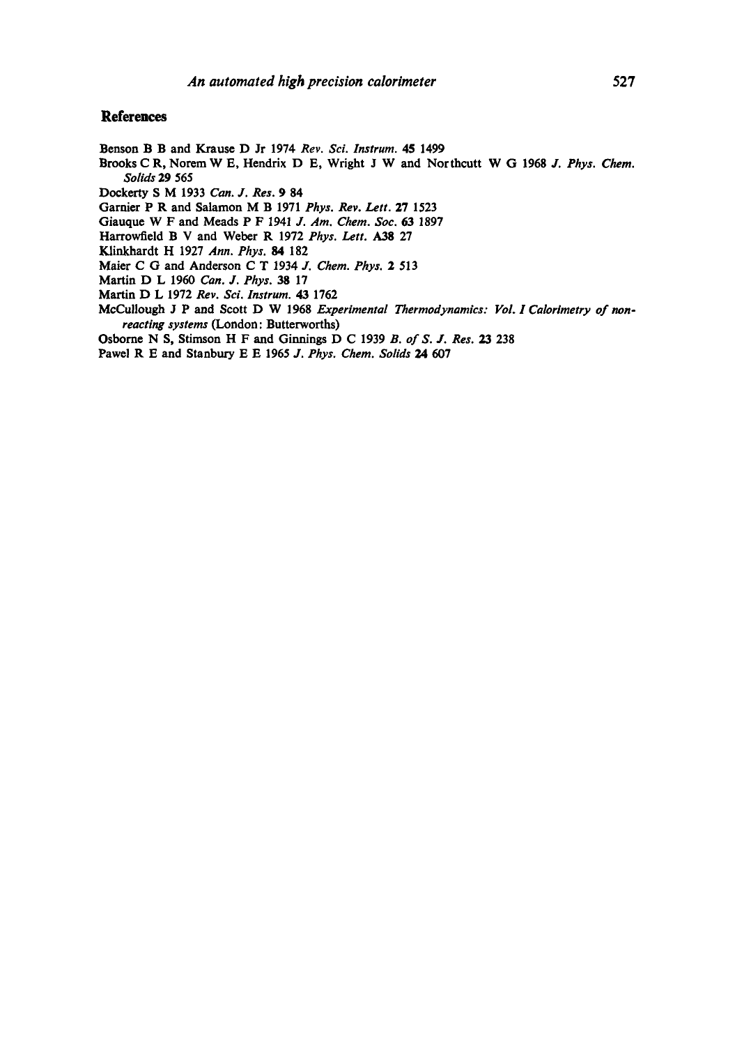## References

Benson B B and Krause D Jr 1974 *Rev. Sci. Instrum.* **45** 1499

Brooks C R, Norem W E, Hendrix D E, Wright J W and Northcutt W G 1968 *J. Phys. Chem. Solids* **29** 565

Dockerty S M 1933 *Can. J. Res.* **9** 84

Garnier P R and Salamon M B 1971 *Phys. Rev. Lett.* **27** 1523

Giauque W F and Meads P F 1941 *J. Am. Chem. Soc.* **63** 1897

Harrowfield B V and Weber R 1972 *Phys. Lett.* **A38** 27

Klinkhardt H 1927 *Ann. Phys.* **84** 182

Maier C G and Anderson C T 1934 *J. Chem. Phys.* **2** 513

Martin D L 1960 *Can. J. Phys.* **38** 17

Martin D L 1972 *Rev. Sci. Instrum.* **43** 1762

McCullough J P and Scott D W 1968 *Experimental Thermodynamics: Vol. I Calorimetry of non-reacting systems* (London: Butterworths)

Osborne N S, Stimson H F and Ginnings D C 1939 *B. of S. J. Res.* **23** 238

Pawel R E and Stanbury E E 1965 *J. Phys. Chem. Solids* **24** 607